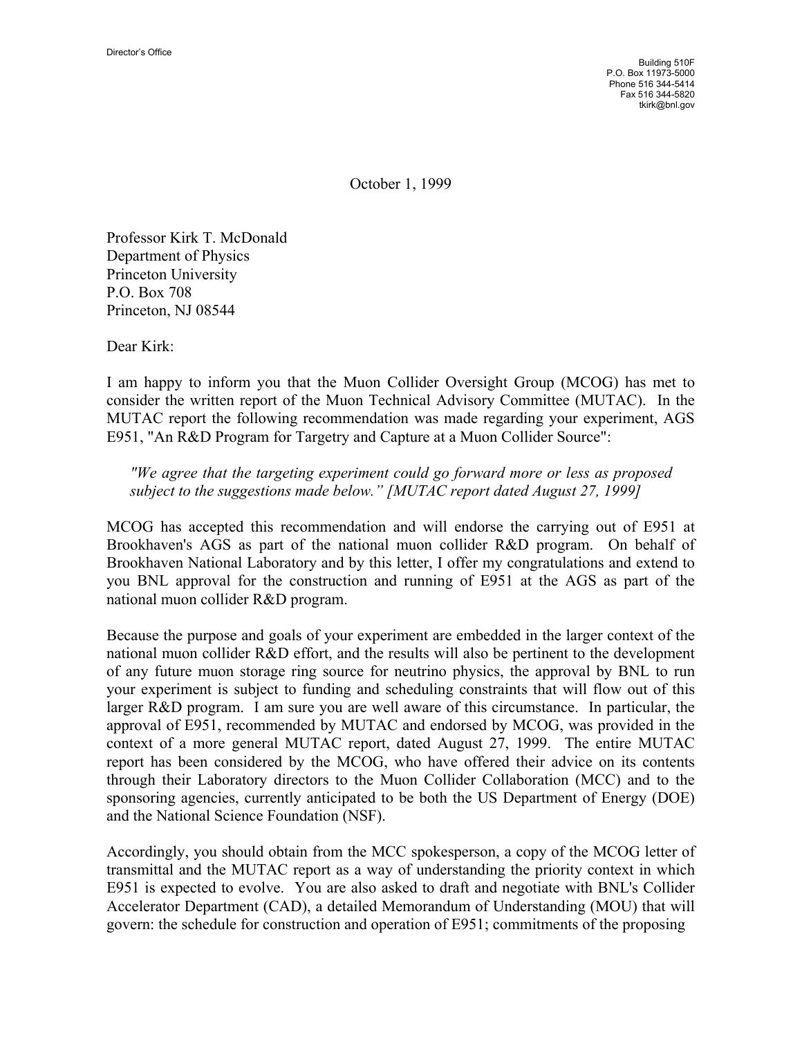Director's Office

Building 510F
P.O. Box 11973-5000
Phone 516 344-5414
Fax 516 344-5820
tkirk@bnl.gov

October 1, 1999

Professor Kirk T. McDonald
Department of Physics
Princeton University
P.O. Box 708
Princeton, NJ 08544

Dear Kirk:

I am happy to inform you that the Muon Collider Oversight Group (MCOG) has met to consider the written report of the Muon Technical Advisory Committee (MUTAC). In the MUTAC report the following recommendation was made regarding your experiment, AGS E951, "An R&D Program for Targetry and Capture at a Muon Collider Source":

> *"We agree that the targeting experiment could go forward more or less as proposed subject to the suggestions made below." [MUTAC report dated August 27, 1999]*

MCOG has accepted this recommendation and will endorse the carrying out of E951 at Brookhaven's AGS as part of the national muon collider R&D program. On behalf of Brookhaven National Laboratory and by this letter, I offer my congratulations and extend to you BNL approval for the construction and running of E951 at the AGS as part of the national muon collider R&D program.

Because the purpose and goals of your experiment are embedded in the larger context of the national muon collider R&D effort, and the results will also be pertinent to the development of any future muon storage ring source for neutrino physics, the approval by BNL to run your experiment is subject to funding and scheduling constraints that will flow out of this larger R&D program. I am sure you are well aware of this circumstance. In particular, the approval of E951, recommended by MUTAC and endorsed by MCOG, was provided in the context of a more general MUTAC report, dated August 27, 1999. The entire MUTAC report has been considered by the MCOG, who have offered their advice on its contents through their Laboratory directors to the Muon Collider Collaboration (MCC) and to the sponsoring agencies, currently anticipated to be both the US Department of Energy (DOE) and the National Science Foundation (NSF).

Accordingly, you should obtain from the MCC spokesperson, a copy of the MCOG letter of transmittal and the MUTAC report as a way of understanding the priority context in which E951 is expected to evolve. You are also asked to draft and negotiate with BNL's Collider Accelerator Department (CAD), a detailed Memorandum of Understanding (MOU) that will govern: the schedule for construction and operation of E951; commitments of the proposing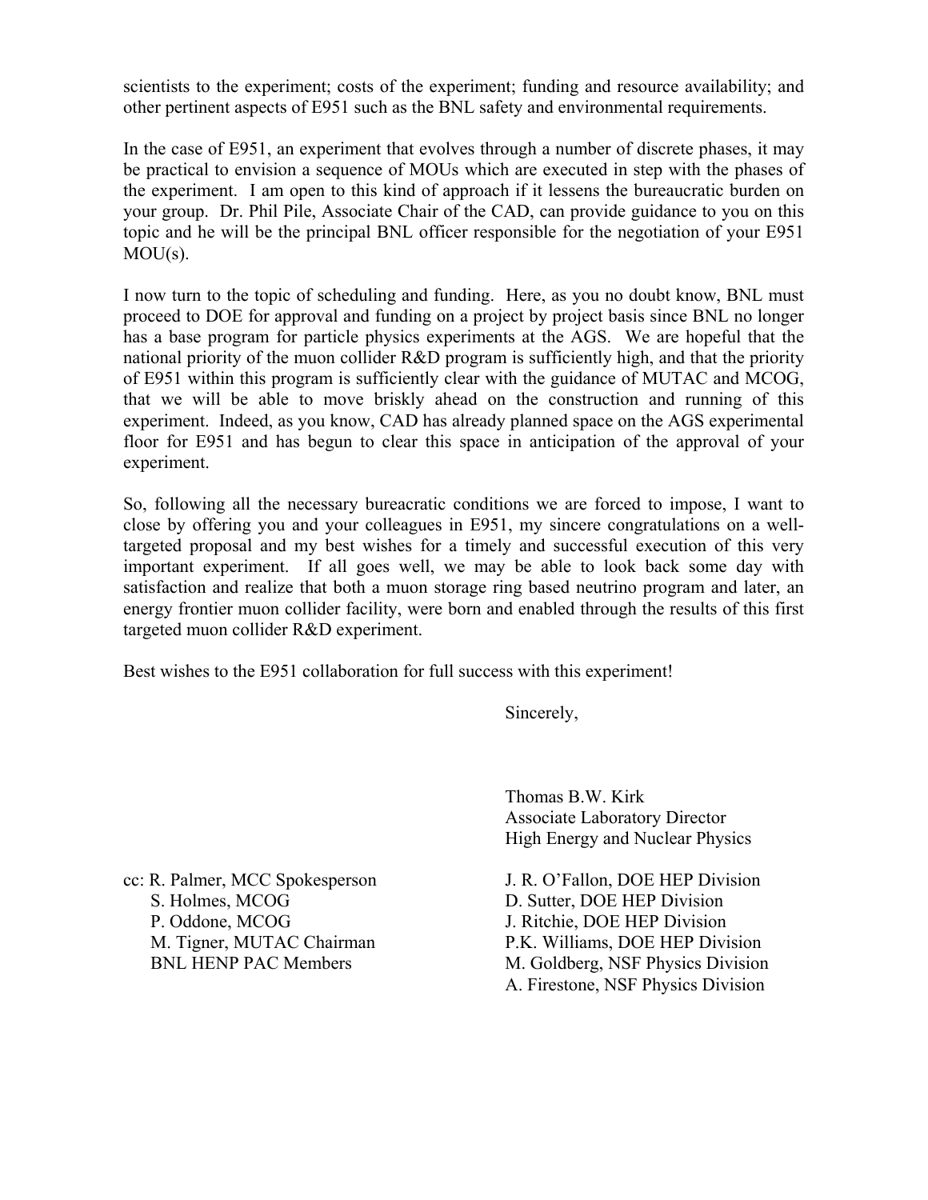scientists to the experiment; costs of the experiment; funding and resource availability; and other pertinent aspects of E951 such as the BNL safety and environmental requirements.

In the case of E951, an experiment that evolves through a number of discrete phases, it may be practical to envision a sequence of MOUs which are executed in step with the phases of the experiment. I am open to this kind of approach if it lessens the bureaucratic burden on your group. Dr. Phil Pile, Associate Chair of the CAD, can provide guidance to you on this topic and he will be the principal BNL officer responsible for the negotiation of your E951 MOU(s).

I now turn to the topic of scheduling and funding. Here, as you no doubt know, BNL must proceed to DOE for approval and funding on a project by project basis since BNL no longer has a base program for particle physics experiments at the AGS. We are hopeful that the national priority of the muon collider R&D program is sufficiently high, and that the priority of E951 within this program is sufficiently clear with the guidance of MUTAC and MCOG, that we will be able to move briskly ahead on the construction and running of this experiment. Indeed, as you know, CAD has already planned space on the AGS experimental floor for E951 and has begun to clear this space in anticipation of the approval of your experiment.

So, following all the necessary bureacratic conditions we are forced to impose, I want to close by offering you and your colleagues in E951, my sincere congratulations on a well-targeted proposal and my best wishes for a timely and successful execution of this very important experiment. If all goes well, we may be able to look back some day with satisfaction and realize that both a muon storage ring based neutrino program and later, an energy frontier muon collider facility, were born and enabled through the results of this first targeted muon collider R&D experiment.

Best wishes to the E951 collaboration for full success with this experiment!

Sincerely,

Thomas B.W. Kirk
Associate Laboratory Director
High Energy and Nuclear Physics

cc: R. Palmer, MCC Spokesperson
S. Holmes, MCOG
P. Oddone, MCOG
M. Tigner, MUTAC Chairman
BNL HENP PAC Members

J. R. O'Fallon, DOE HEP Division
D. Sutter, DOE HEP Division
J. Ritchie, DOE HEP Division
P.K. Williams, DOE HEP Division
M. Goldberg, NSF Physics Division
A. Firestone, NSF Physics Division